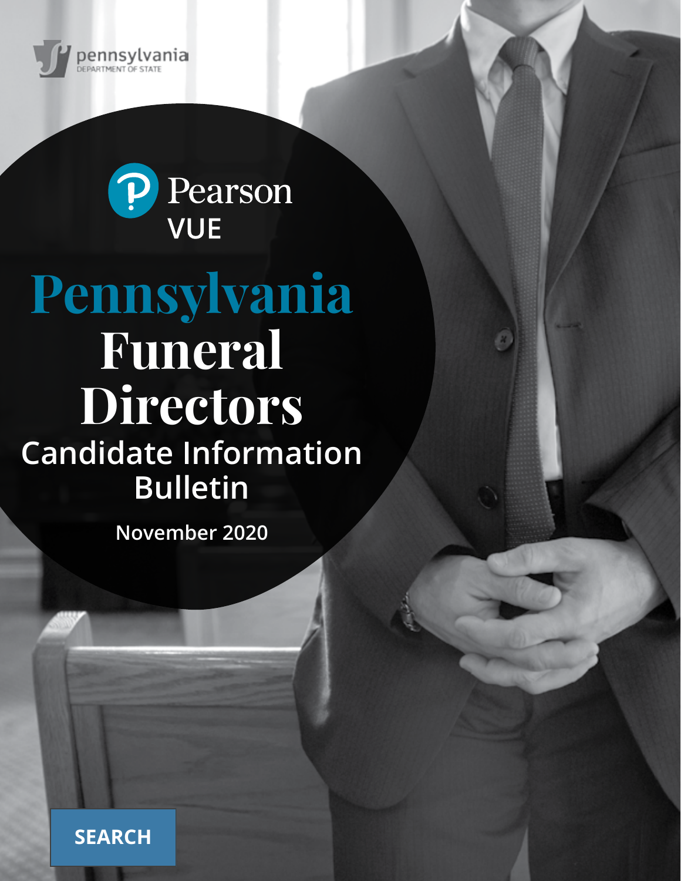pennsylvania
DEPARTMENT OF STATE

Pearson VUE

# Pennsylvania Funeral Directors

## Candidate Information Bulletin

**November 2020**

SEARCH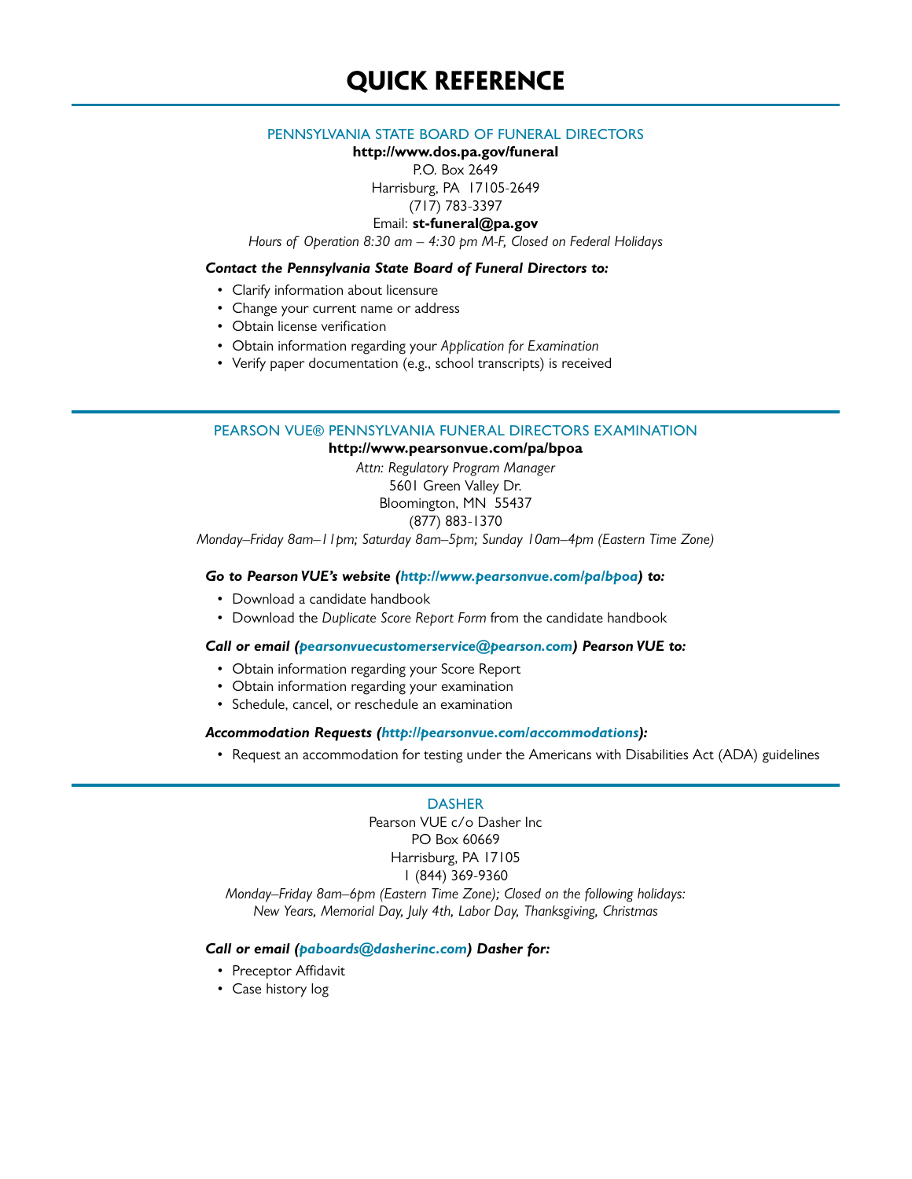# QUICK REFERENCE

## PENNSYLVANIA STATE BOARD OF FUNERAL DIRECTORS

**http://www.dos.pa.gov/funeral**
P.O. Box 2649
Harrisburg, PA 17105-2649
(717) 783-3397
Email: **st-funeral@pa.gov**
*Hours of Operation 8:30 am – 4:30 pm M-F, Closed on Federal Holidays*

***Contact the Pennsylvania State Board of Funeral Directors to:***

- Clarify information about licensure
- Change your current name or address
- Obtain license verification
- Obtain information regarding your *Application for Examination*
- Verify paper documentation (e.g., school transcripts) is received

## PEARSON VUE® PENNSYLVANIA FUNERAL DIRECTORS EXAMINATION

**http://www.pearsonvue.com/pa/bpoa**
*Attn: Regulatory Program Manager*
5601 Green Valley Dr.
Bloomington, MN 55437
(877) 883-1370
*Monday–Friday 8am–11pm; Saturday 8am–5pm; Sunday 10am–4pm (Eastern Time Zone)*

***Go to Pearson VUE's website (http://www.pearsonvue.com/pa/bpoa) to:***

- Download a candidate handbook
- Download the *Duplicate Score Report Form* from the candidate handbook

***Call or email (pearsonvuecustomerservice@pearson.com) Pearson VUE to:***

- Obtain information regarding your Score Report
- Obtain information regarding your examination
- Schedule, cancel, or reschedule an examination

***Accommodation Requests (http://pearsonvue.com/accommodations):***

- Request an accommodation for testing under the Americans with Disabilities Act (ADA) guidelines

## DASHER

Pearson VUE c/o Dasher Inc
PO Box 60669
Harrisburg, PA 17105
1 (844) 369-9360
*Monday–Friday 8am–6pm (Eastern Time Zone); Closed on the following holidays: New Years, Memorial Day, July 4th, Labor Day, Thanksgiving, Christmas*

***Call or email (paboards@dasherinc.com) Dasher for:***

- Preceptor Affidavit
- Case history log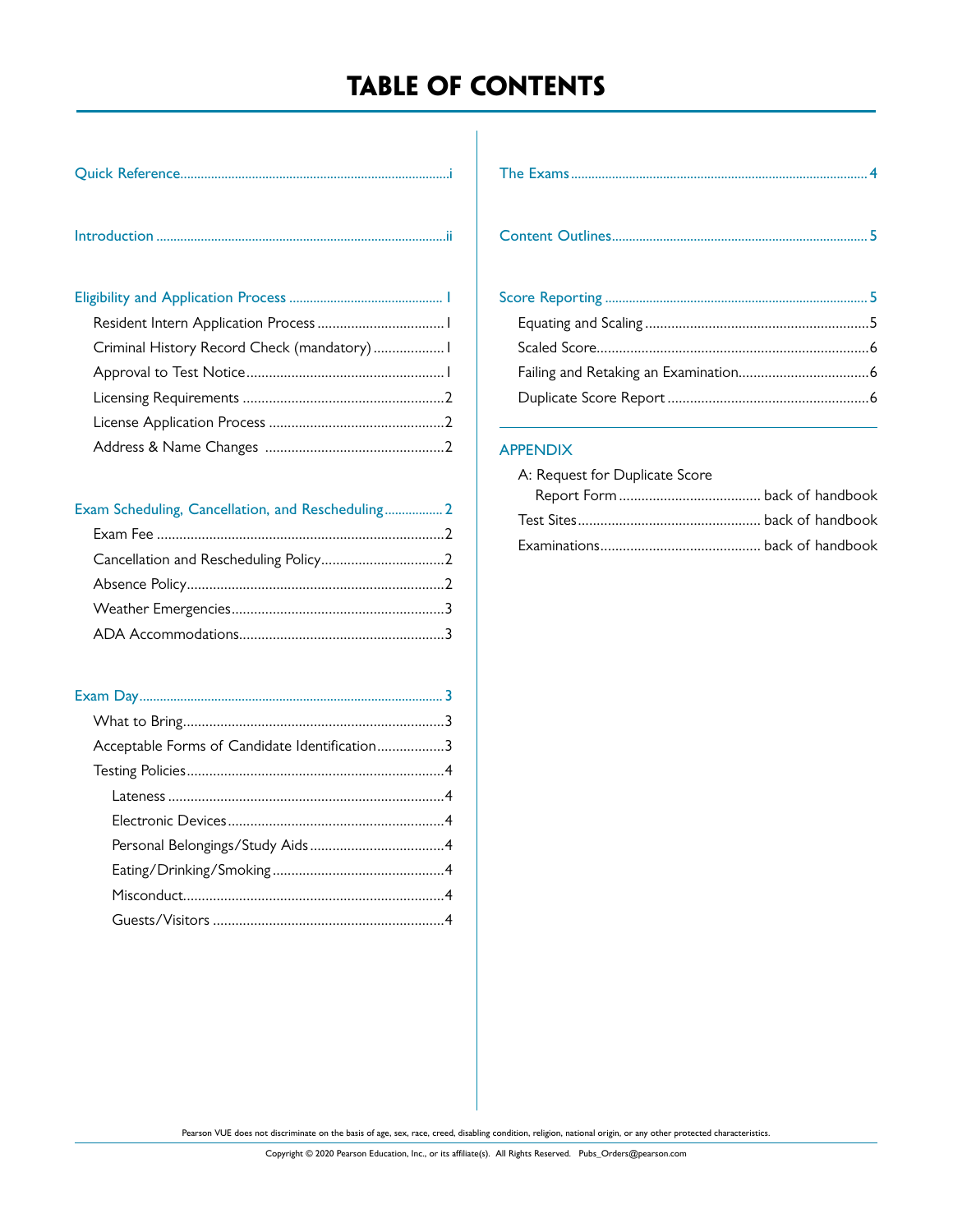# TABLE OF CONTENTS

- Quick Reference .......... i
- Introduction .......... ii
- Eligibility and Application Process .......... 1
  - Resident Intern Application Process .......... 1
  - Criminal History Record Check (mandatory) .......... 1
  - Approval to Test Notice .......... 1
  - Licensing Requirements .......... 2
  - License Application Process .......... 2
  - Address & Name Changes .......... 2
- Exam Scheduling, Cancellation, and Rescheduling .......... 2
  - Exam Fee .......... 2
  - Cancellation and Rescheduling Policy .......... 2
  - Absence Policy .......... 2
  - Weather Emergencies .......... 3
  - ADA Accommodations .......... 3
- Exam Day .......... 3
  - What to Bring .......... 3
  - Acceptable Forms of Candidate Identification .......... 3
  - Testing Policies .......... 4
    - Lateness .......... 4
    - Electronic Devices .......... 4
    - Personal Belongings/Study Aids .......... 4
    - Eating/Drinking/Smoking .......... 4
    - Misconduct .......... 4
    - Guests/Visitors .......... 4
- The Exams .......... 4
- Content Outlines .......... 5
- Score Reporting .......... 5
  - Equating and Scaling .......... 5
  - Scaled Score .......... 6
  - Failing and Retaking an Examination .......... 6
  - Duplicate Score Report .......... 6

APPENDIX

- A: Request for Duplicate Score Report Form .......... back of handbook
- Test Sites .......... back of handbook
- Examinations .......... back of handbook

Pearson VUE does not discriminate on the basis of age, sex, race, creed, disabling condition, religion, national origin, or any other protected characteristics.

Copyright © 2020 Pearson Education, Inc., or its affiliate(s). All Rights Reserved. Pubs_Orders@pearson.com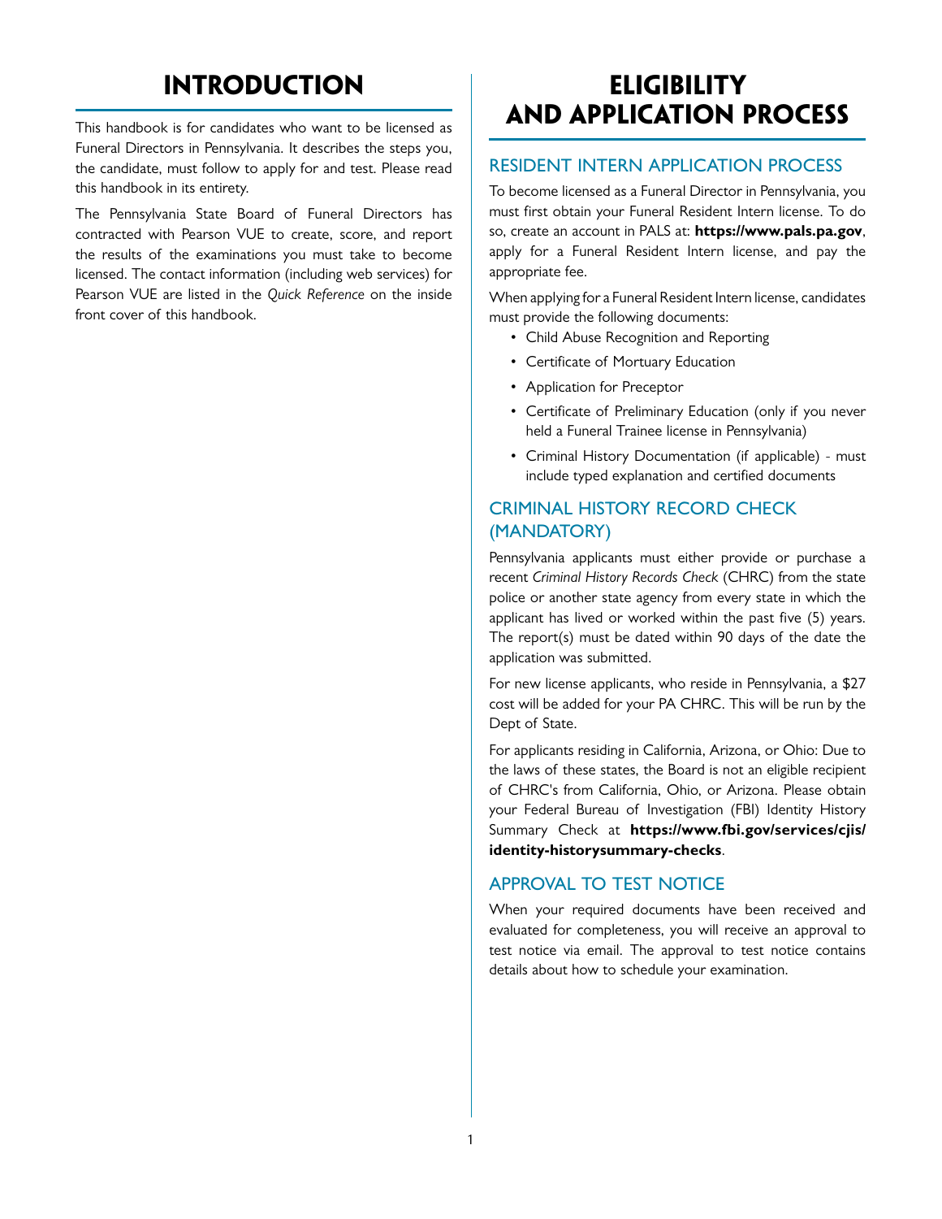# INTRODUCTION

This handbook is for candidates who want to be licensed as Funeral Directors in Pennsylvania. It describes the steps you, the candidate, must follow to apply for and test. Please read this handbook in its entirety.

The Pennsylvania State Board of Funeral Directors has contracted with Pearson VUE to create, score, and report the results of the examinations you must take to become licensed. The contact information (including web services) for Pearson VUE are listed in the *Quick Reference* on the inside front cover of this handbook.

# ELIGIBILITY AND APPLICATION PROCESS

## RESIDENT INTERN APPLICATION PROCESS

To become licensed as a Funeral Director in Pennsylvania, you must first obtain your Funeral Resident Intern license. To do so, create an account in PALS at: **https://www.pals.pa.gov**, apply for a Funeral Resident Intern license, and pay the appropriate fee.

When applying for a Funeral Resident Intern license, candidates must provide the following documents:

- Child Abuse Recognition and Reporting
- Certificate of Mortuary Education
- Application for Preceptor
- Certificate of Preliminary Education (only if you never held a Funeral Trainee license in Pennsylvania)
- Criminal History Documentation (if applicable) - must include typed explanation and certified documents

## CRIMINAL HISTORY RECORD CHECK (MANDATORY)

Pennsylvania applicants must either provide or purchase a recent *Criminal History Records Check* (CHRC) from the state police or another state agency from every state in which the applicant has lived or worked within the past five (5) years. The report(s) must be dated within 90 days of the date the application was submitted.

For new license applicants, who reside in Pennsylvania, a $27 cost will be added for your PA CHRC. This will be run by the Dept of State.

For applicants residing in California, Arizona, or Ohio: Due to the laws of these states, the Board is not an eligible recipient of CHRC's from California, Ohio, or Arizona. Please obtain your Federal Bureau of Investigation (FBI) Identity History Summary Check at **https://www.fbi.gov/services/cjis/identity-historysummary-checks**.

## APPROVAL TO TEST NOTICE

When your required documents have been received and evaluated for completeness, you will receive an approval to test notice via email. The approval to test notice contains details about how to schedule your examination.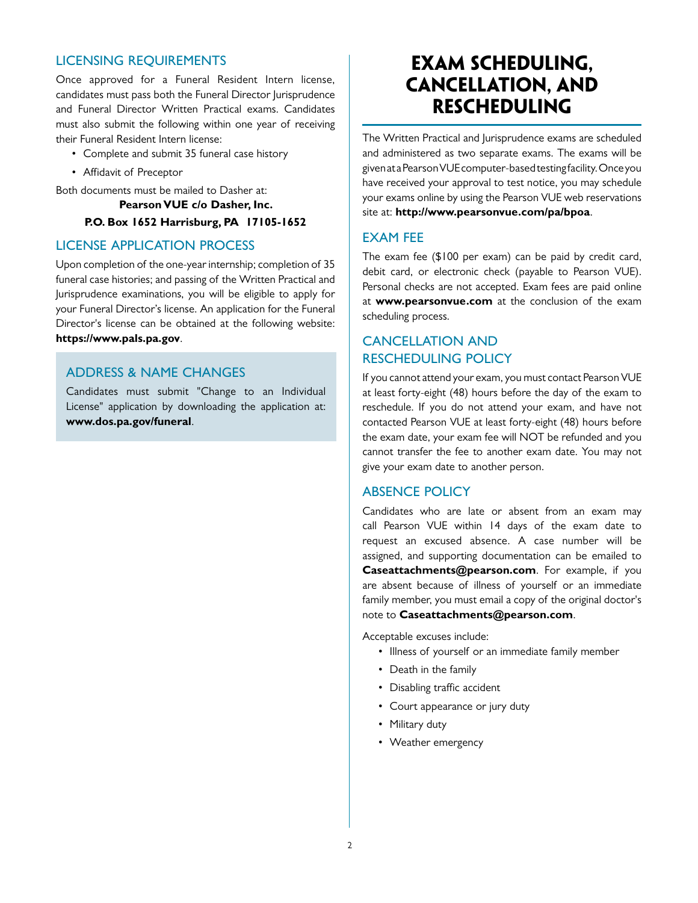## LICENSING REQUIREMENTS

Once approved for a Funeral Resident Intern license, candidates must pass both the Funeral Director Jurisprudence and Funeral Director Written Practical exams. Candidates must also submit the following within one year of receiving their Funeral Resident Intern license:

- Complete and submit 35 funeral case history
- Affidavit of Preceptor

Both documents must be mailed to Dasher at:

**Pearson VUE c/o Dasher, Inc.**

**P.O. Box 1652 Harrisburg, PA 17105-1652**

## LICENSE APPLICATION PROCESS

Upon completion of the one-year internship; completion of 35 funeral case histories; and passing of the Written Practical and Jurisprudence examinations, you will be eligible to apply for your Funeral Director's license. An application for the Funeral Director's license can be obtained at the following website: **https://www.pals.pa.gov**.

## ADDRESS & NAME CHANGES

Candidates must submit "Change to an Individual License" application by downloading the application at: **www.dos.pa.gov/funeral**.

# EXAM SCHEDULING, CANCELLATION, AND RESCHEDULING

The Written Practical and Jurisprudence exams are scheduled and administered as two separate exams. The exams will be given at a Pearson VUE computer-based testing facility. Once you have received your approval to test notice, you may schedule your exams online by using the Pearson VUE web reservations site at: **http://www.pearsonvue.com/pa/bpoa**.

## EXAM FEE

The exam fee ($100 per exam) can be paid by credit card, debit card, or electronic check (payable to Pearson VUE). Personal checks are not accepted. Exam fees are paid online at **www.pearsonvue.com** at the conclusion of the exam scheduling process.

## CANCELLATION AND RESCHEDULING POLICY

If you cannot attend your exam, you must contact Pearson VUE at least forty-eight (48) hours before the day of the exam to reschedule. If you do not attend your exam, and have not contacted Pearson VUE at least forty-eight (48) hours before the exam date, your exam fee will NOT be refunded and you cannot transfer the fee to another exam date. You may not give your exam date to another person.

## ABSENCE POLICY

Candidates who are late or absent from an exam may call Pearson VUE within 14 days of the exam date to request an excused absence. A case number will be assigned, and supporting documentation can be emailed to **Caseattachments@pearson.com**. For example, if you are absent because of illness of yourself or an immediate family member, you must email a copy of the original doctor's note to **Caseattachments@pearson.com**.

Acceptable excuses include:

- Illness of yourself or an immediate family member
- Death in the family
- Disabling traffic accident
- Court appearance or jury duty
- Military duty
- Weather emergency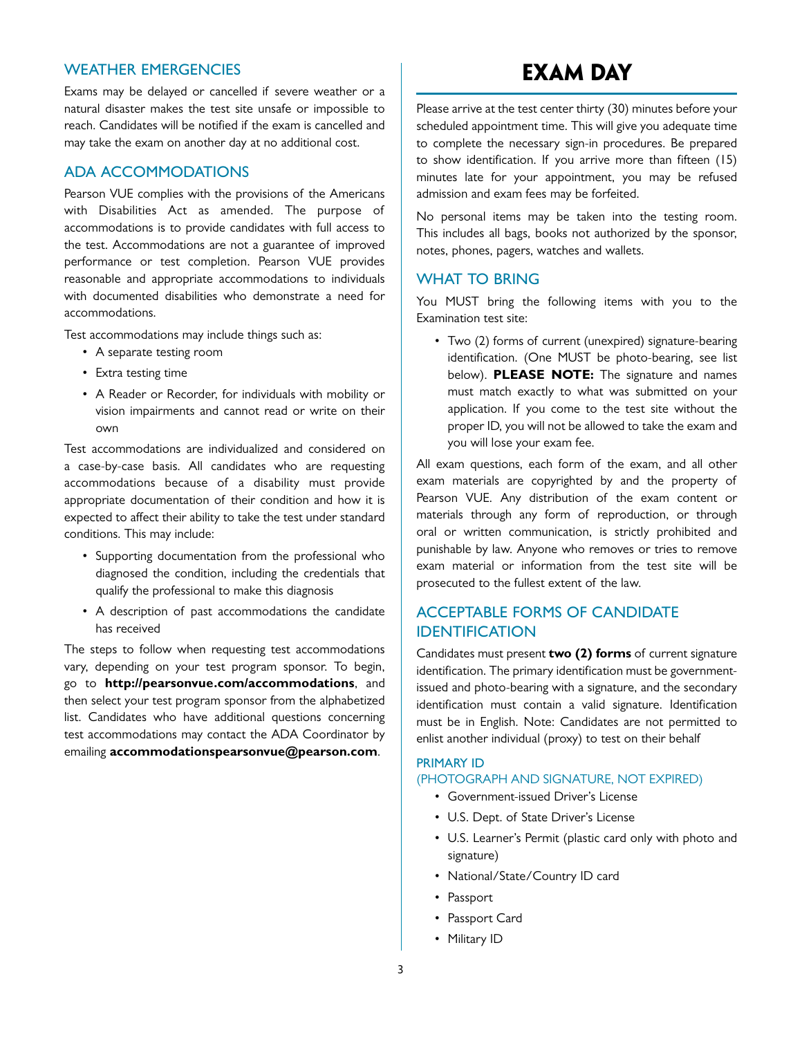## WEATHER EMERGENCIES

Exams may be delayed or cancelled if severe weather or a natural disaster makes the test site unsafe or impossible to reach. Candidates will be notified if the exam is cancelled and may take the exam on another day at no additional cost.

## ADA ACCOMMODATIONS

Pearson VUE complies with the provisions of the Americans with Disabilities Act as amended. The purpose of accommodations is to provide candidates with full access to the test. Accommodations are not a guarantee of improved performance or test completion. Pearson VUE provides reasonable and appropriate accommodations to individuals with documented disabilities who demonstrate a need for accommodations.

Test accommodations may include things such as:

- A separate testing room
- Extra testing time
- A Reader or Recorder, for individuals with mobility or vision impairments and cannot read or write on their own

Test accommodations are individualized and considered on a case-by-case basis. All candidates who are requesting accommodations because of a disability must provide appropriate documentation of their condition and how it is expected to affect their ability to take the test under standard conditions. This may include:

- Supporting documentation from the professional who diagnosed the condition, including the credentials that qualify the professional to make this diagnosis
- A description of past accommodations the candidate has received

The steps to follow when requesting test accommodations vary, depending on your test program sponsor. To begin, go to **http://pearsonvue.com/accommodations**, and then select your test program sponsor from the alphabetized list. Candidates who have additional questions concerning test accommodations may contact the ADA Coordinator by emailing **accommodationspearsonvue@pearson.com**.

# EXAM DAY

Please arrive at the test center thirty (30) minutes before your scheduled appointment time. This will give you adequate time to complete the necessary sign-in procedures. Be prepared to show identification. If you arrive more than fifteen (15) minutes late for your appointment, you may be refused admission and exam fees may be forfeited.

No personal items may be taken into the testing room. This includes all bags, books not authorized by the sponsor, notes, phones, pagers, watches and wallets.

## WHAT TO BRING

You MUST bring the following items with you to the Examination test site:

- Two (2) forms of current (unexpired) signature-bearing identification. (One MUST be photo-bearing, see list below). **PLEASE NOTE:** The signature and names must match exactly to what was submitted on your application. If you come to the test site without the proper ID, you will not be allowed to take the exam and you will lose your exam fee.

All exam questions, each form of the exam, and all other exam materials are copyrighted by and the property of Pearson VUE. Any distribution of the exam content or materials through any form of reproduction, or through oral or written communication, is strictly prohibited and punishable by law. Anyone who removes or tries to remove exam material or information from the test site will be prosecuted to the fullest extent of the law.

## ACCEPTABLE FORMS OF CANDIDATE IDENTIFICATION

Candidates must present **two (2) forms** of current signature identification. The primary identification must be government-issued and photo-bearing with a signature, and the secondary identification must contain a valid signature. Identification must be in English. Note: Candidates are not permitted to enlist another individual (proxy) to test on their behalf

### PRIMARY ID (PHOTOGRAPH AND SIGNATURE, NOT EXPIRED)

- Government-issued Driver's License
- U.S. Dept. of State Driver's License
- U.S. Learner's Permit (plastic card only with photo and signature)
- National/State/Country ID card
- Passport
- Passport Card
- Military ID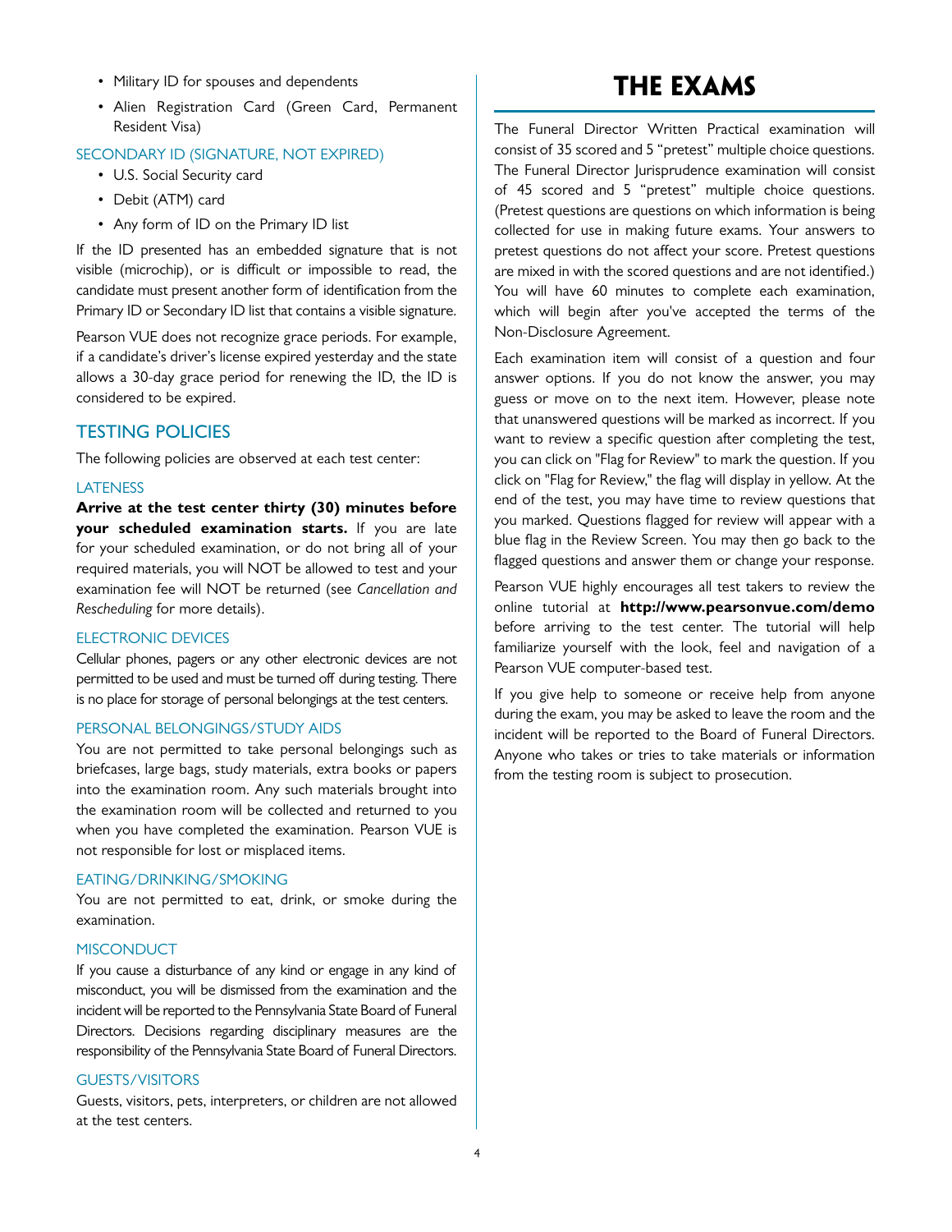- Military ID for spouses and dependents
- Alien Registration Card (Green Card, Permanent Resident Visa)

### SECONDARY ID (SIGNATURE, NOT EXPIRED)

- U.S. Social Security card
- Debit (ATM) card
- Any form of ID on the Primary ID list

If the ID presented has an embedded signature that is not visible (microchip), or is difficult or impossible to read, the candidate must present another form of identification from the Primary ID or Secondary ID list that contains a visible signature.

Pearson VUE does not recognize grace periods. For example, if a candidate's driver's license expired yesterday and the state allows a 30-day grace period for renewing the ID, the ID is considered to be expired.

## TESTING POLICIES

The following policies are observed at each test center:

### LATENESS

**Arrive at the test center thirty (30) minutes before your scheduled examination starts.** If you are late for your scheduled examination, or do not bring all of your required materials, you will NOT be allowed to test and your examination fee will NOT be returned (see *Cancellation and Rescheduling* for more details).

### ELECTRONIC DEVICES

Cellular phones, pagers or any other electronic devices are not permitted to be used and must be turned off during testing. There is no place for storage of personal belongings at the test centers.

### PERSONAL BELONGINGS/STUDY AIDS

You are not permitted to take personal belongings such as briefcases, large bags, study materials, extra books or papers into the examination room. Any such materials brought into the examination room will be collected and returned to you when you have completed the examination. Pearson VUE is not responsible for lost or misplaced items.

### EATING/DRINKING/SMOKING

You are not permitted to eat, drink, or smoke during the examination.

### MISCONDUCT

If you cause a disturbance of any kind or engage in any kind of misconduct, you will be dismissed from the examination and the incident will be reported to the Pennsylvania State Board of Funeral Directors. Decisions regarding disciplinary measures are the responsibility of the Pennsylvania State Board of Funeral Directors.

### GUESTS/VISITORS

Guests, visitors, pets, interpreters, or children are not allowed at the test centers.

# THE EXAMS

The Funeral Director Written Practical examination will consist of 35 scored and 5 "pretest" multiple choice questions. The Funeral Director Jurisprudence examination will consist of 45 scored and 5 "pretest" multiple choice questions. (Pretest questions are questions on which information is being collected for use in making future exams. Your answers to pretest questions do not affect your score. Pretest questions are mixed in with the scored questions and are not identified.) You will have 60 minutes to complete each examination, which will begin after you've accepted the terms of the Non-Disclosure Agreement.

Each examination item will consist of a question and four answer options. If you do not know the answer, you may guess or move on to the next item. However, please note that unanswered questions will be marked as incorrect. If you want to review a specific question after completing the test, you can click on "Flag for Review" to mark the question. If you click on "Flag for Review," the flag will display in yellow. At the end of the test, you may have time to review questions that you marked. Questions flagged for review will appear with a blue flag in the Review Screen. You may then go back to the flagged questions and answer them or change your response.

Pearson VUE highly encourages all test takers to review the online tutorial at **http://www.pearsonvue.com/demo** before arriving to the test center. The tutorial will help familiarize yourself with the look, feel and navigation of a Pearson VUE computer-based test.

If you give help to someone or receive help from anyone during the exam, you may be asked to leave the room and the incident will be reported to the Board of Funeral Directors. Anyone who takes or tries to take materials or information from the testing room is subject to prosecution.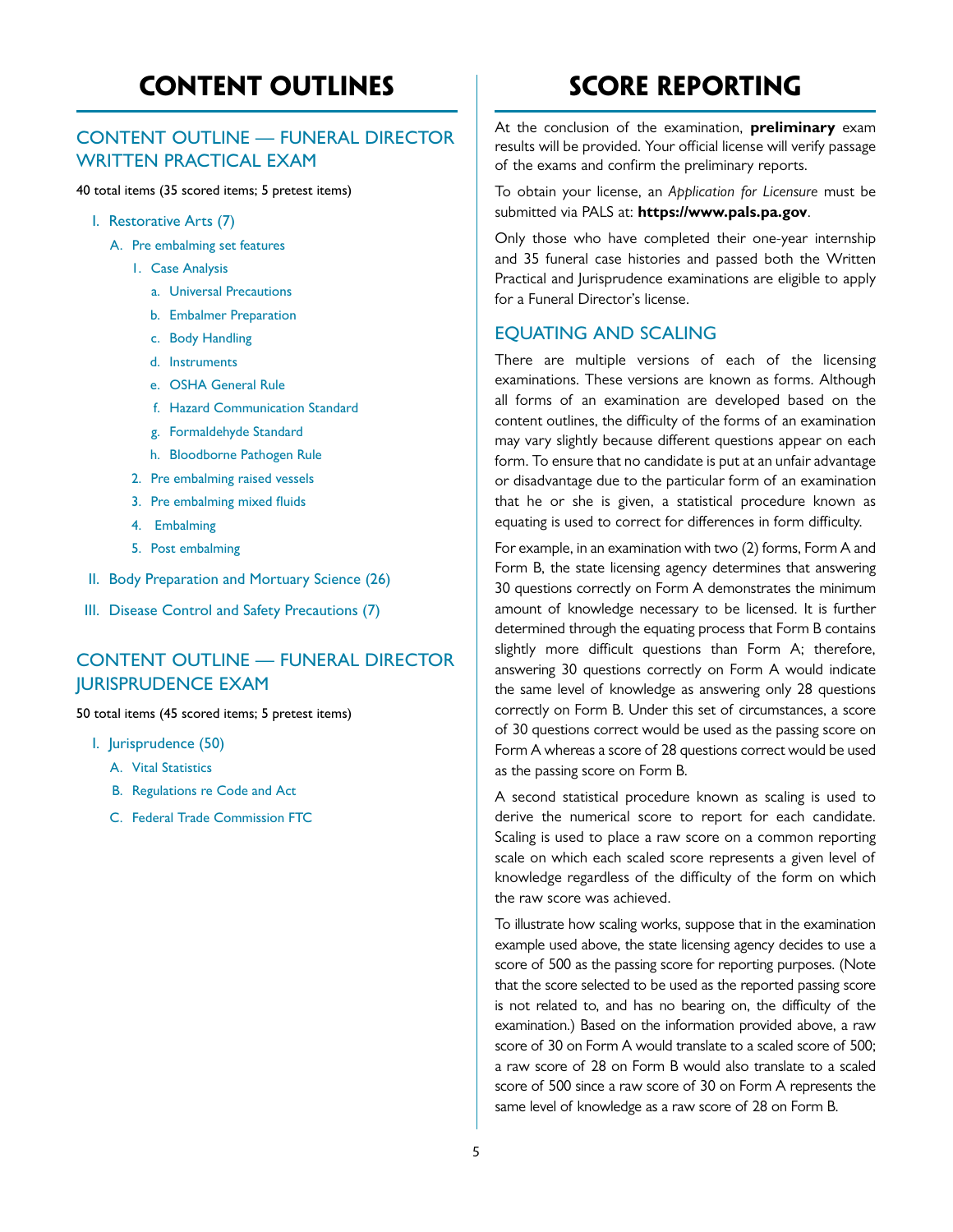# CONTENT OUTLINES

## CONTENT OUTLINE — FUNERAL DIRECTOR WRITTEN PRACTICAL EXAM

40 total items (35 scored items; 5 pretest items)

- I. Restorative Arts (7)
  - A. Pre embalming set features
    - 1. Case Analysis
      - a. Universal Precautions
      - b. Embalmer Preparation
      - c. Body Handling
      - d. Instruments
      - e. OSHA General Rule
      - f. Hazard Communication Standard
      - g. Formaldehyde Standard
      - h. Bloodborne Pathogen Rule
    - 2. Pre embalming raised vessels
    - 3. Pre embalming mixed fluids
    - 4. Embalming
    - 5. Post embalming
- II. Body Preparation and Mortuary Science (26)
- III. Disease Control and Safety Precautions (7)

## CONTENT OUTLINE — FUNERAL DIRECTOR JURISPRUDENCE EXAM

50 total items (45 scored items; 5 pretest items)

- I. Jurisprudence (50)
  - A. Vital Statistics
  - B. Regulations re Code and Act
  - C. Federal Trade Commission FTC

# SCORE REPORTING

At the conclusion of the examination, **preliminary** exam results will be provided. Your official license will verify passage of the exams and confirm the preliminary reports.

To obtain your license, an *Application for Licensure* must be submitted via PALS at: **https://www.pals.pa.gov**.

Only those who have completed their one-year internship and 35 funeral case histories and passed both the Written Practical and Jurisprudence examinations are eligible to apply for a Funeral Director's license.

## EQUATING AND SCALING

There are multiple versions of each of the licensing examinations. These versions are known as forms. Although all forms of an examination are developed based on the content outlines, the difficulty of the forms of an examination may vary slightly because different questions appear on each form. To ensure that no candidate is put at an unfair advantage or disadvantage due to the particular form of an examination that he or she is given, a statistical procedure known as equating is used to correct for differences in form difficulty.

For example, in an examination with two (2) forms, Form A and Form B, the state licensing agency determines that answering 30 questions correctly on Form A demonstrates the minimum amount of knowledge necessary to be licensed. It is further determined through the equating process that Form B contains slightly more difficult questions than Form A; therefore, answering 30 questions correctly on Form A would indicate the same level of knowledge as answering only 28 questions correctly on Form B. Under this set of circumstances, a score of 30 questions correct would be used as the passing score on Form A whereas a score of 28 questions correct would be used as the passing score on Form B.

A second statistical procedure known as scaling is used to derive the numerical score to report for each candidate. Scaling is used to place a raw score on a common reporting scale on which each scaled score represents a given level of knowledge regardless of the difficulty of the form on which the raw score was achieved.

To illustrate how scaling works, suppose that in the examination example used above, the state licensing agency decides to use a score of 500 as the passing score for reporting purposes. (Note that the score selected to be used as the reported passing score is not related to, and has no bearing on, the difficulty of the examination.) Based on the information provided above, a raw score of 30 on Form A would translate to a scaled score of 500; a raw score of 28 on Form B would also translate to a scaled score of 500 since a raw score of 30 on Form A represents the same level of knowledge as a raw score of 28 on Form B.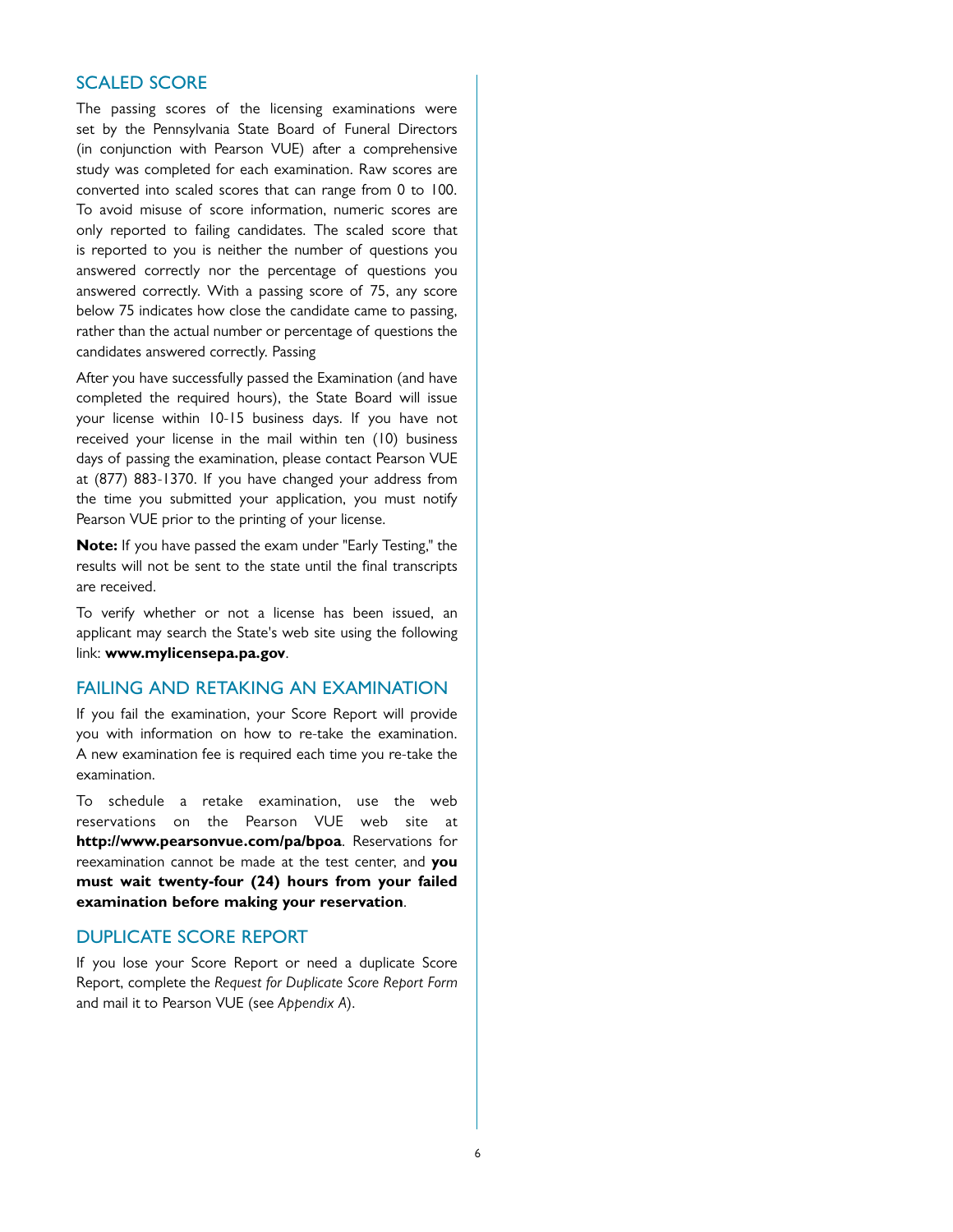## SCALED SCORE

The passing scores of the licensing examinations were set by the Pennsylvania State Board of Funeral Directors (in conjunction with Pearson VUE) after a comprehensive study was completed for each examination. Raw scores are converted into scaled scores that can range from 0 to 100. To avoid misuse of score information, numeric scores are only reported to failing candidates. The scaled score that is reported to you is neither the number of questions you answered correctly nor the percentage of questions you answered correctly. With a passing score of 75, any score below 75 indicates how close the candidate came to passing, rather than the actual number or percentage of questions the candidates answered correctly. Passing

After you have successfully passed the Examination (and have completed the required hours), the State Board will issue your license within 10-15 business days. If you have not received your license in the mail within ten (10) business days of passing the examination, please contact Pearson VUE at (877) 883-1370. If you have changed your address from the time you submitted your application, you must notify Pearson VUE prior to the printing of your license.

**Note:** If you have passed the exam under "Early Testing," the results will not be sent to the state until the final transcripts are received.

To verify whether or not a license has been issued, an applicant may search the State's web site using the following link: **www.mylicensepa.pa.gov**.

## FAILING AND RETAKING AN EXAMINATION

If you fail the examination, your Score Report will provide you with information on how to re-take the examination. A new examination fee is required each time you re-take the examination.

To schedule a retake examination, use the web reservations on the Pearson VUE web site at **http://www.pearsonvue.com/pa/bpoa**. Reservations for reexamination cannot be made at the test center, and **you must wait twenty-four (24) hours from your failed examination before making your reservation**.

## DUPLICATE SCORE REPORT

If you lose your Score Report or need a duplicate Score Report, complete the *Request for Duplicate Score Report Form* and mail it to Pearson VUE (see *Appendix A*).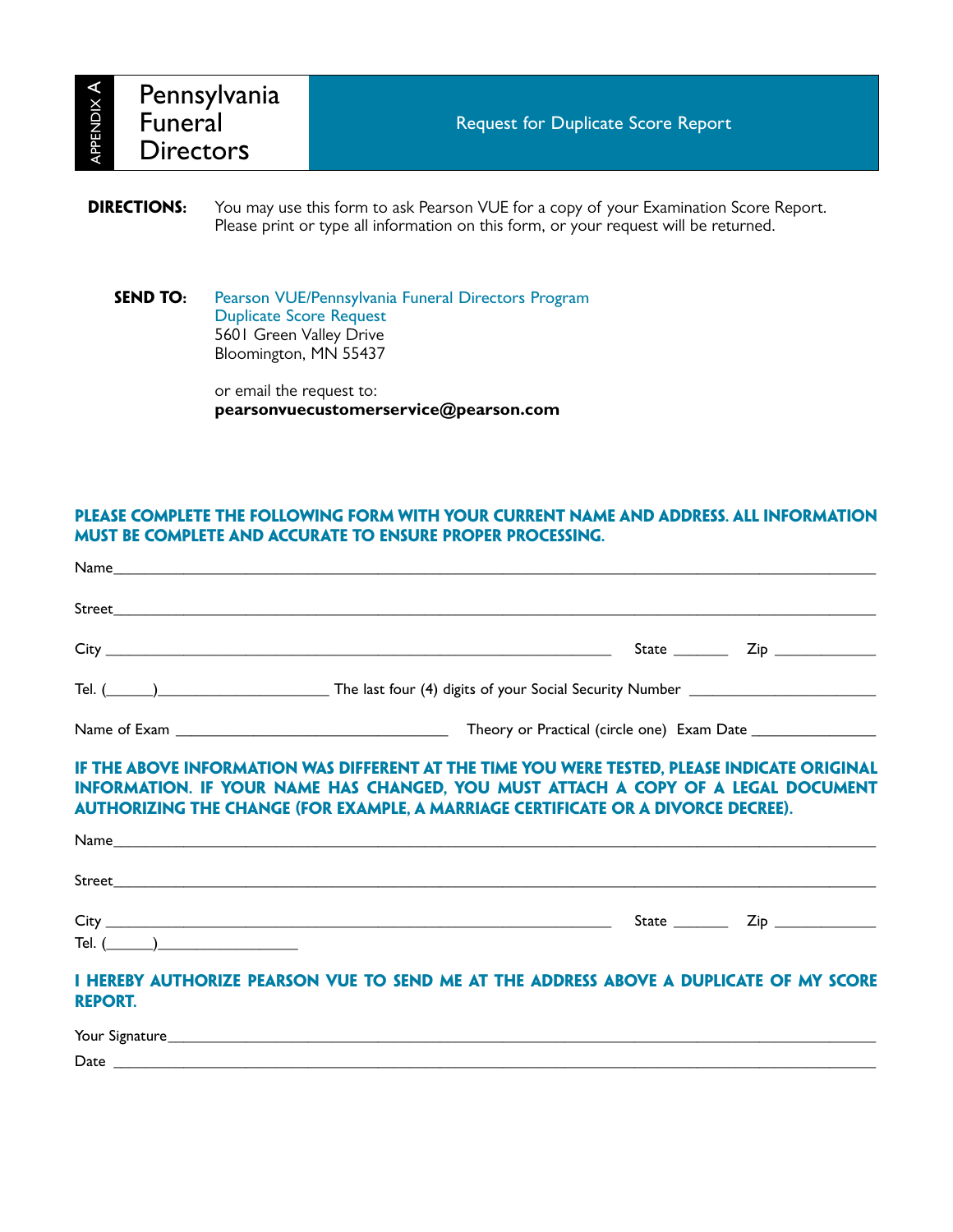APPENDIX A

# Pennsylvania Funeral Directors

## Request for Duplicate Score Report

**DIRECTIONS:** You may use this form to ask Pearson VUE for a copy of your Examination Score Report. Please print or type all information on this form, or your request will be returned.

**SEND TO:** Pearson VUE/Pennsylvania Funeral Directors Program
Duplicate Score Request
5601 Green Valley Drive
Bloomington, MN 55437

or email the request to:
**pearsonvuecustomerservice@pearson.com**

**PLEASE COMPLETE THE FOLLOWING FORM WITH YOUR CURRENT NAME AND ADDRESS. ALL INFORMATION MUST BE COMPLETE AND ACCURATE TO ENSURE PROPER PROCESSING.**

Name___________________________________________________________________________

Street__________________________________________________________________________

City ____________________________________________________ State _______ Zip ____________

Tel. (______)_____________________ The last four (4) digits of your Social Security Number _______________________

Name of Exam __________________________________ Theory or Practical (circle one) Exam Date _______________

**IF THE ABOVE INFORMATION WAS DIFFERENT AT THE TIME YOU WERE TESTED, PLEASE INDICATE ORIGINAL INFORMATION. IF YOUR NAME HAS CHANGED, YOU MUST ATTACH A COPY OF A LEGAL DOCUMENT AUTHORIZING THE CHANGE (FOR EXAMPLE, A MARRIAGE CERTIFICATE OR A DIVORCE DECREE).**

Name___________________________________________________________________________

Street__________________________________________________________________________

City ____________________________________________________ State _______ Zip ____________

Tel. (______)__________________

**I HEREBY AUTHORIZE PEARSON VUE TO SEND ME AT THE ADDRESS ABOVE A DUPLICATE OF MY SCORE REPORT.**

Your Signature____________________________________________________________________

Date ____________________________________________________________________________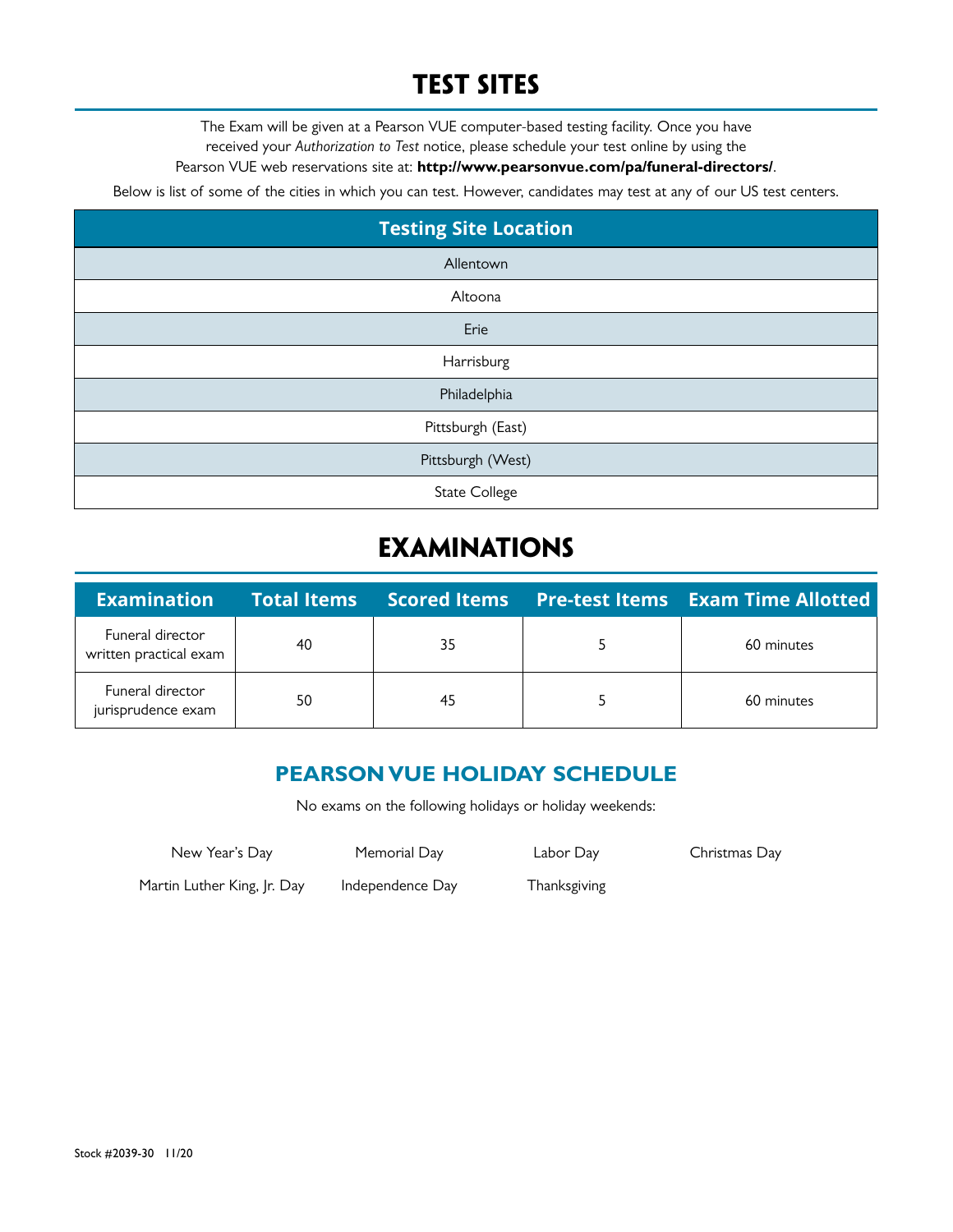# TEST SITES

The Exam will be given at a Pearson VUE computer-based testing facility. Once you have received your *Authorization to Test* notice, please schedule your test online by using the Pearson VUE web reservations site at: **http://www.pearsonvue.com/pa/funeral-directors/**.

Below is list of some of the cities in which you can test. However, candidates may test at any of our US test centers.

| Testing Site Location |
|---|
| Allentown |
| Altoona |
| Erie |
| Harrisburg |
| Philadelphia |
| Pittsburgh (East) |
| Pittsburgh (West) |
| State College |

# EXAMINATIONS

| Examination | Total Items | Scored Items | Pre-test Items | Exam Time Allotted |
|---|---|---|---|---|
| Funeral director written practical exam | 40 | 35 | 5 | 60 minutes |
| Funeral director jurisprudence exam | 50 | 45 | 5 | 60 minutes |

## PEARSON VUE HOLIDAY SCHEDULE

No exams on the following holidays or holiday weekends:

- New Year's Day
- Martin Luther King, Jr. Day
- Memorial Day
- Independence Day
- Labor Day
- Thanksgiving
- Christmas Day

Stock #2039-30 11/20